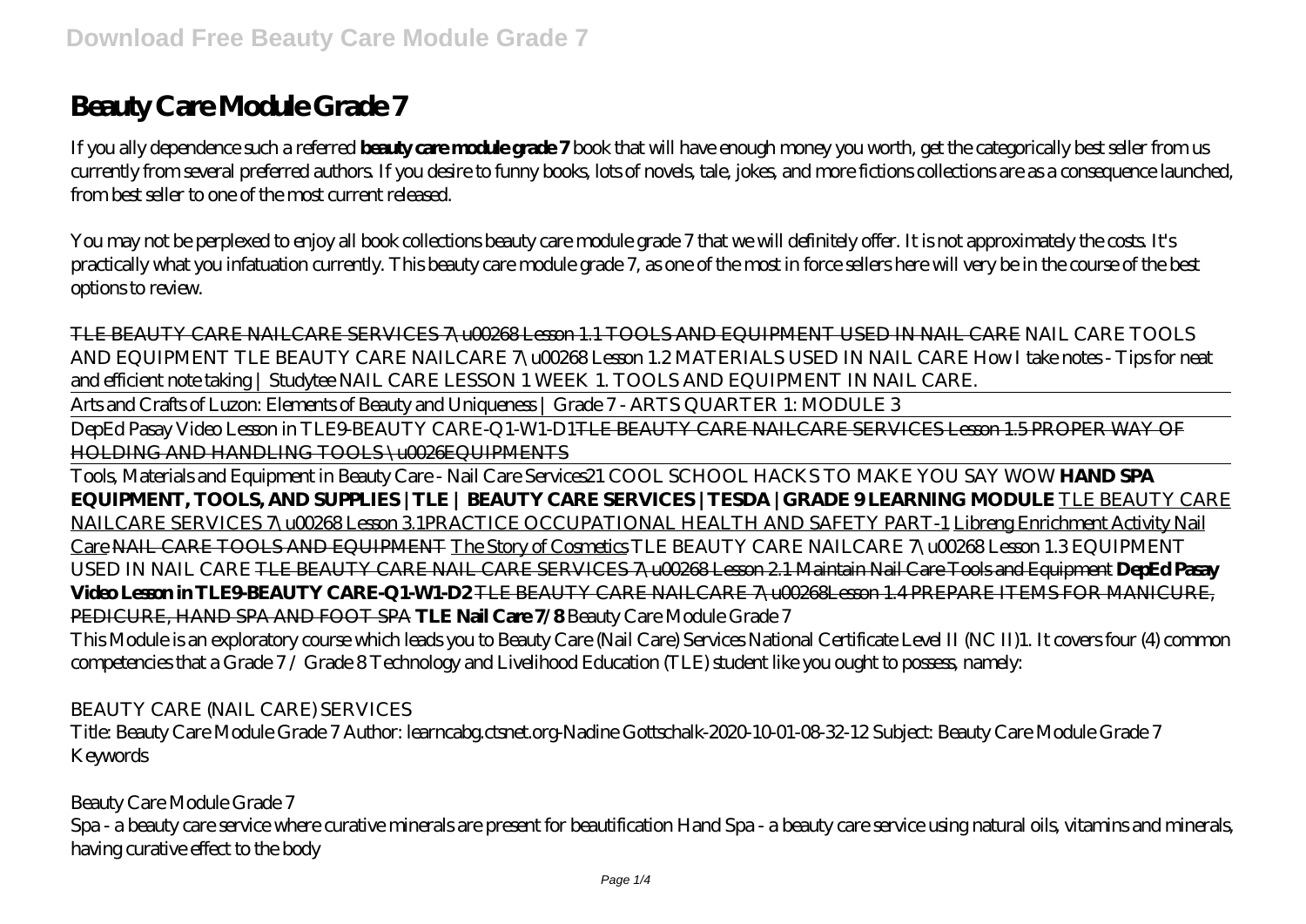# Beauty Care Module Grade 7

If you ally dependence such a referred **beauty care module grade 7** book that will have enough money you worth, get the categorically best seller from us currently from several preferred authors. If you desire to funny books, lots of novels, tale, jokes, and more fictions collections are as a consequence launched, from best seller to one of the most current released.

You may not be perplexed to enjoy all book collections beauty care module grade 7 that we will definitely offer. It is not approximately the costs. It's practically what you infatuation currently. This beauty care module grade 7, as one of the most in force sellers here will very be in the course of the best options to review.

~~TLE BEAUTY CARE NAILCARE SERVICES 7\u00268 Lesson 1.1 TOOLS AND EQUIPMENT USED IN NAIL CARE~~ *NAIL CARE TOOLS AND EQUIPMENT TLE BEAUTY CARE NAILCARE 7\u00268 Lesson 1.2 MATERIALS USED IN NAIL CARE How I take notes - Tips for neat and efficient note taking | Studytee NAIL CARE LESSON 1 WEEK 1. TOOLS AND EQUIPMENT IN NAIL CARE.*

Arts and Crafts of Luzon: Elements of Beauty and Uniqueness | Grade 7 - ARTS QUARTER 1: MODULE 3

DepEd Pasay Video Lesson in TLE9-BEAUTY CARE-Q1-W1-D1~~TLE BEAUTY CARE NAILCARE SERVICES Lesson 1.5 PROPER WAY OF HOLDING AND HANDLING TOOLS \u0026EQUIPMENTS~~

Tools, Materials and Equipment in Beauty Care - Nail Care Services*21 COOL SCHOOL HACKS TO MAKE YOU SAY WOW* **HAND SPA EQUIPMENT, TOOLS, AND SUPPLIES |TLE | BEAUTY CARE SERVICES |TESDA |GRADE 9 LEARNING MODULE** TLE BEAUTY CARE NAILCARE SERVICES 7\u00268 Lesson 3.1PRACTICE OCCUPATIONAL HEALTH AND SAFETY PART-1 Libreng Enrichment Activity Nail Care ~~NAIL CARE TOOLS AND EQUIPMENT~~ The Story of Cosmetics *TLE BEAUTY CARE NAILCARE 7\u00268 Lesson 1.3 EQUIPMENT USED IN NAIL CARE* ~~TLE BEAUTY CARE NAIL CARE SERVICES 7\u00268 Lesson 2.1 Maintain Nail Care Tools and Equipment~~ **DepEd Pasay Video Lesson in TLE9-BEAUTY CARE-Q1-W1-D2** ~~TLE BEAUTY CARE NAILCARE 7\u00268Lesson 1.4 PREPARE ITEMS FOR MANICURE, PEDICURE, HAND SPA AND FOOT SPA~~ **TLE Nail Care 7/8** *Beauty Care Module Grade 7*

This Module is an exploratory course which leads you to Beauty Care (Nail Care) Services National Certificate Level II (NC II)1. It covers four (4) common competencies that a Grade 7 / Grade 8 Technology and Livelihood Education (TLE) student like you ought to possess, namely:

*BEAUTY CARE (NAIL CARE) SERVICES*

Title: Beauty Care Module Grade 7 Author: learncabg.ctsnet.org-Nadine Gottschalk-2020-10-01-08-32-12 Subject: Beauty Care Module Grade 7 Keywords

*Beauty Care Module Grade 7*

Spa - a beauty care service where curative minerals are present for beautification Hand Spa - a beauty care service using natural oils, vitamins and minerals, having curative effect to the body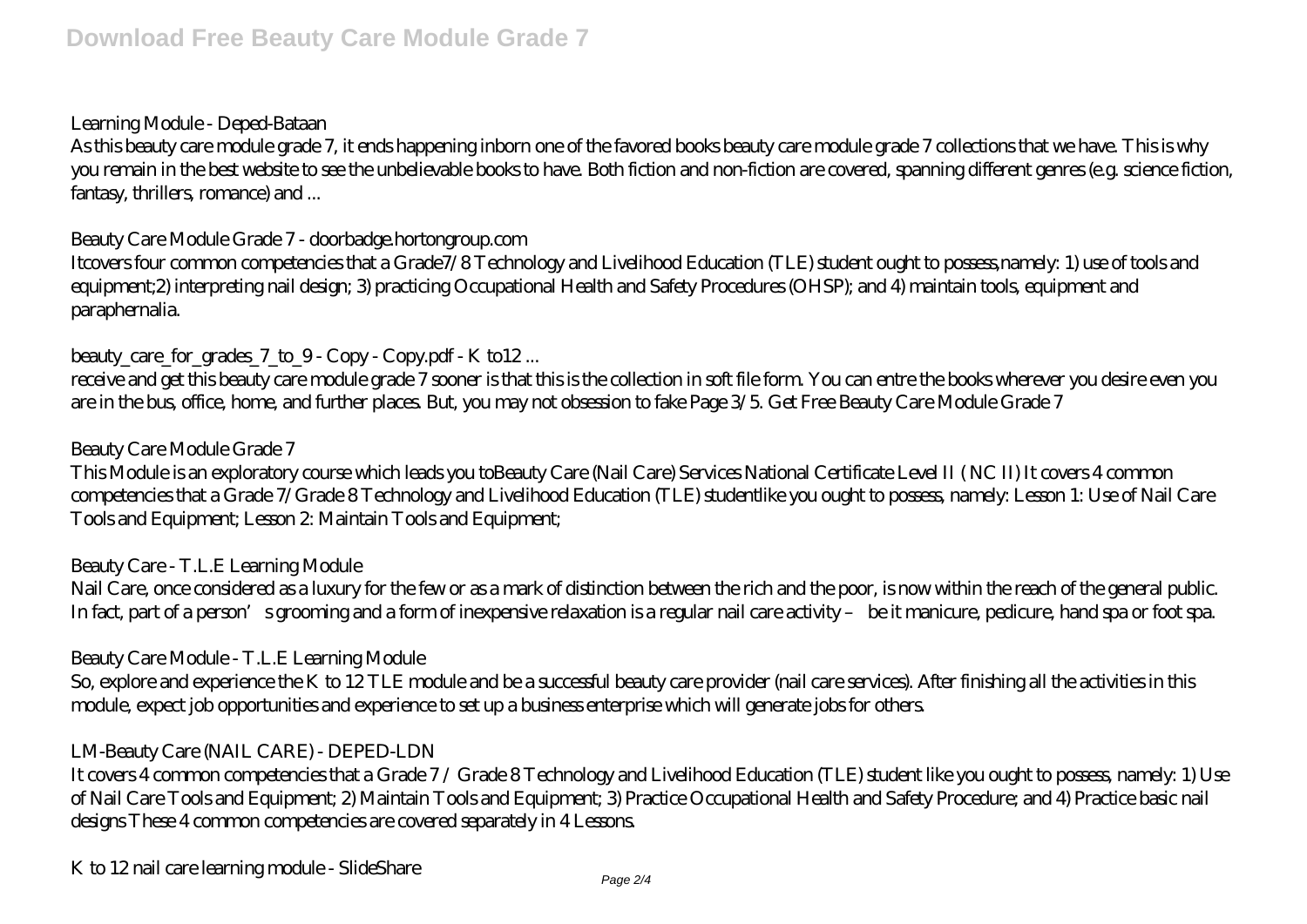*Learning Module - Deped-Bataan*

As this beauty care module grade 7, it ends happening inborn one of the favored books beauty care module grade 7 collections that we have. This is why you remain in the best website to see the unbelievable books to have. Both fiction and non-fiction are covered, spanning different genres (e.g. science fiction, fantasy, thrillers, romance) and ...

*Beauty Care Module Grade 7 - doorbadge.hortongroup.com*

Itcovers four common competencies that a Grade7/8 Technology and Livelihood Education (TLE) student ought to possess,namely: 1) use of tools and equipment;2) interpreting nail design; 3) practicing Occupational Health and Safety Procedures (OHSP); and 4) maintain tools, equipment and paraphernalia.

*beauty_care_for_grades_7_to_9 - Copy - Copy.pdf - K to12 ...*

receive and get this beauty care module grade 7 sooner is that this is the collection in soft file form. You can entre the books wherever you desire even you are in the bus, office, home, and further places. But, you may not obsession to fake Page 3/5. Get Free Beauty Care Module Grade 7

*Beauty Care Module Grade 7*

This Module is an exploratory course which leads you toBeauty Care (Nail Care) Services National Certificate Level II ( NC II) It covers 4 common competencies that a Grade 7/Grade 8 Technology and Livelihood Education (TLE) studentlike you ought to possess, namely: Lesson 1: Use of Nail Care Tools and Equipment; Lesson 2: Maintain Tools and Equipment;

*Beauty Care - T.L.E Learning Module*

Nail Care, once considered as a luxury for the few or as a mark of distinction between the rich and the poor, is now within the reach of the general public. In fact, part of a person's grooming and a form of inexpensive relaxation is a regular nail care activity – be it manicure, pedicure, hand spa or foot spa.

*Beauty Care Module - T.L.E Learning Module*

So, explore and experience the K to 12 TLE module and be a successful beauty care provider (nail care services). After finishing all the activities in this module, expect job opportunities and experience to set up a business enterprise which will generate jobs for others.

*LM-Beauty Care (NAIL CARE) - DEPED-LDN*

It covers 4 common competencies that a Grade 7 / Grade 8 Technology and Livelihood Education (TLE) student like you ought to possess, namely: 1) Use of Nail Care Tools and Equipment; 2) Maintain Tools and Equipment; 3) Practice Occupational Health and Safety Procedure; and 4) Practice basic nail designs These 4 common competencies are covered separately in 4 Lessons.

*K to 12 nail care learning module - SlideShare*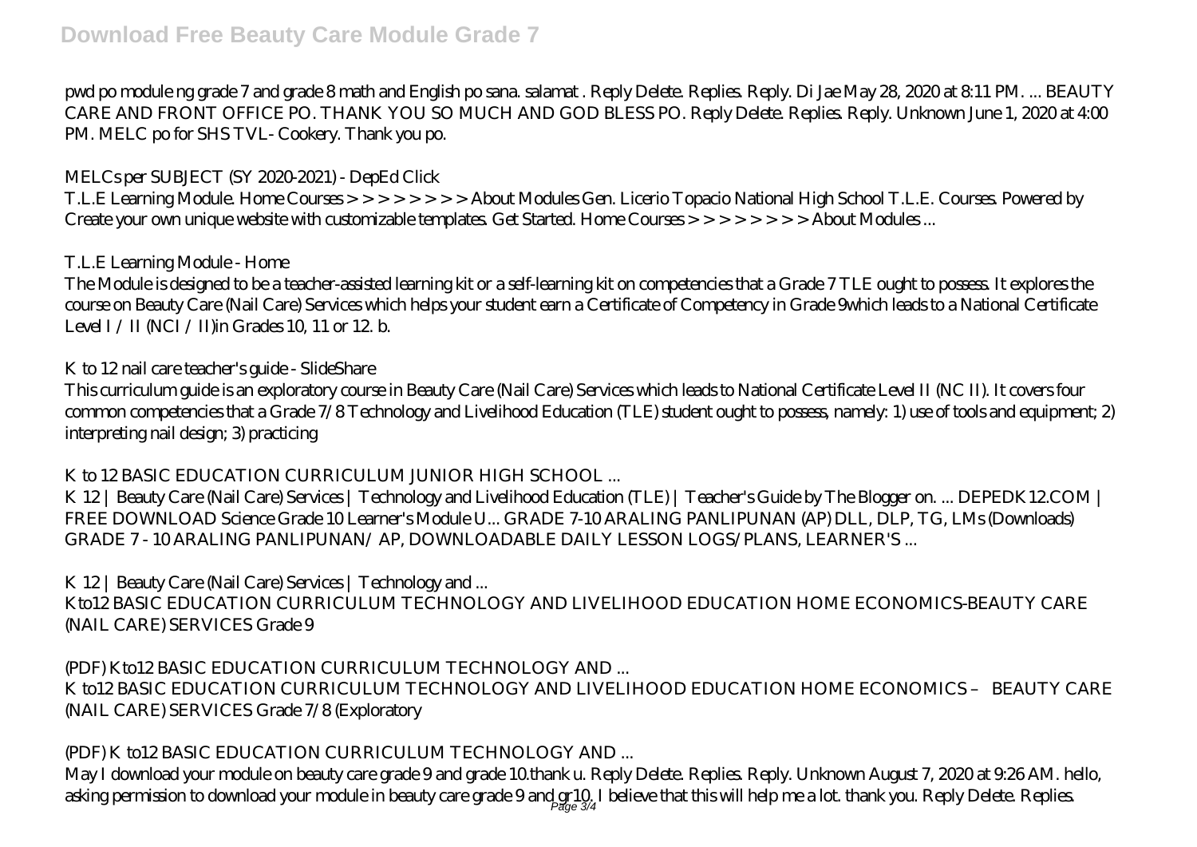pwd po module ng grade 7 and grade 8 math and English po sana. salamat . Reply Delete. Replies. Reply. Di Jae May 28, 2020 at 8:11 PM. ... BEAUTY CARE AND FRONT OFFICE PO. THANK YOU SO MUCH AND GOD BLESS PO. Reply Delete. Replies. Reply. Unknown June 1, 2020 at 4:00 PM. MELC po for SHS TVL- Cookery. Thank you po.

## MELCs per SUBJECT (SY 2020-2021) - DepEd Click

T.L.E Learning Module. Home Courses > > > > > > > > About Modules Gen. Licerio Topacio National High School T.L.E. Courses. Powered by Create your own unique website with customizable templates. Get Started. Home Courses > > > > > > > > About Modules ...

## T.L.E Learning Module - Home

The Module is designed to be a teacher-assisted learning kit or a self-learning kit on competencies that a Grade 7 TLE ought to possess. It explores the course on Beauty Care (Nail Care) Services which helps your student earn a Certificate of Competency in Grade 9which leads to a National Certificate Level I / II (NCI / II)in Grades 10, 11 or 12. b.

## K to 12 nail care teacher's guide - SlideShare

This curriculum guide is an exploratory course in Beauty Care (Nail Care) Services which leads to National Certificate Level II (NC II). It covers four common competencies that a Grade 7/8 Technology and Livelihood Education (TLE) student ought to possess, namely: 1) use of tools and equipment; 2) interpreting nail design; 3) practicing

## K to 12 BASIC EDUCATION CURRICULUM JUNIOR HIGH SCHOOL ...

K 12 | Beauty Care (Nail Care) Services | Technology and Livelihood Education (TLE) | Teacher's Guide by The Blogger on. ... DEPEDK12.COM | FREE DOWNLOAD Science Grade 10 Learner's Module U... GRADE 7-10 ARALING PANLIPUNAN (AP) DLL, DLP, TG, LMs (Downloads) GRADE 7 - 10 ARALING PANLIPUNAN/ AP, DOWNLOADABLE DAILY LESSON LOGS/PLANS, LEARNER'S ...

## K 12 | Beauty Care (Nail Care) Services | Technology and ...

Kto12 BASIC EDUCATION CURRICULUM TECHNOLOGY AND LIVELIHOOD EDUCATION HOME ECONOMICS-BEAUTY CARE (NAIL CARE) SERVICES Grade 9

## (PDF) Kto12 BASIC EDUCATION CURRICULUM TECHNOLOGY AND ...

K to12 BASIC EDUCATION CURRICULUM TECHNOLOGY AND LIVELIHOOD EDUCATION HOME ECONOMICS – BEAUTY CARE (NAIL CARE) SERVICES Grade 7/8 (Exploratory

## (PDF) K to12 BASIC EDUCATION CURRICULUM TECHNOLOGY AND ...

May I download your module on beauty care grade 9 and grade 10.thank u. Reply Delete. Replies. Reply. Unknown August 7, 2020 at 9:26 AM. hello, asking permission to download your module in beauty care grade 9 and gr10. I believe that this will help me a lot. thank you. Reply Delete. Replies.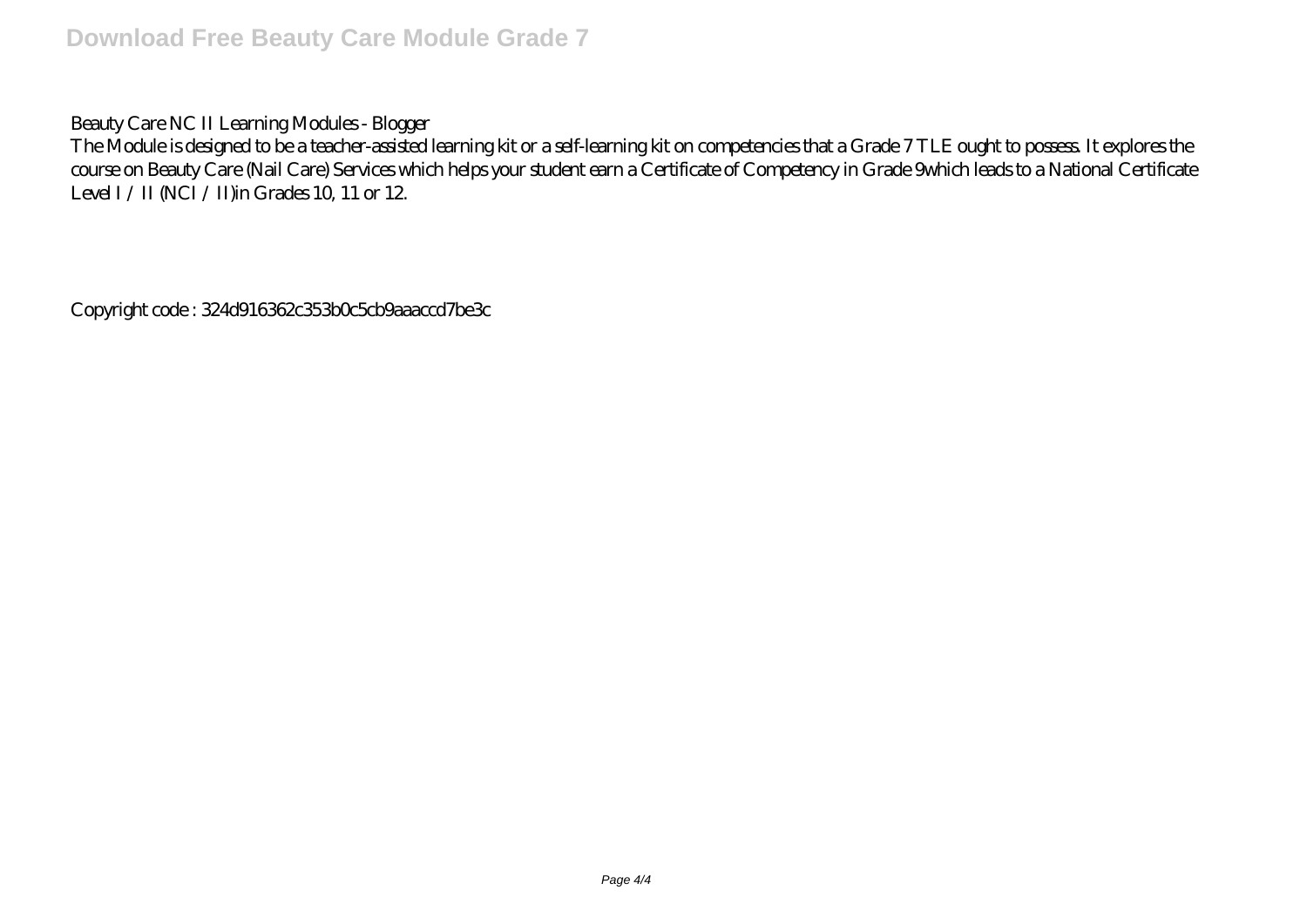Beauty Care NC II Learning Modules - Blogger

The Module is designed to be a teacher-assisted learning kit or a self-learning kit on competencies that a Grade 7 TLE ought to possess. It explores the course on Beauty Care (Nail Care) Services which helps your student earn a Certificate of Competency in Grade 9which leads to a National Certificate Level I / II (NCI / II)in Grades 10, 11 or 12.

Copyright code : 324d916362c353b0c5cb9aaaccd7be3c